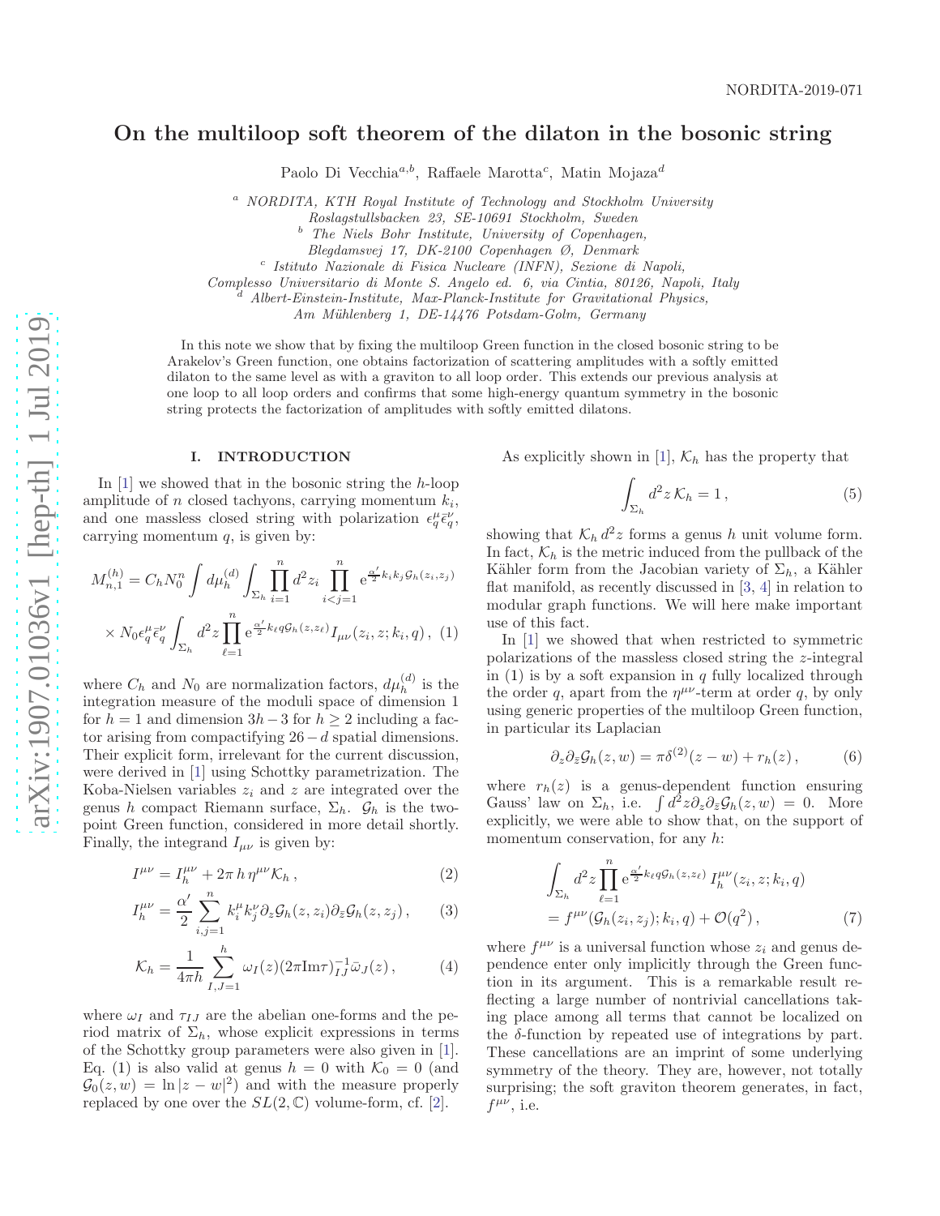NORDITA-2019-071

# On the multiloop soft theorem of the dilaton in the bosonic string

Paolo Di Vecchia[a,b], Raffaele Marotta[c], Matin Mojaza[d]

[a] *NORDITA, KTH Royal Institute of Technology and Stockholm University Roslagstullsbacken 23, SE-10691 Stockholm, Sweden*
[b] *The Niels Bohr Institute, University of Copenhagen, Blegdamsvej 17, DK-2100 Copenhagen Ø, Denmark*
[c] *Istituto Nazionale di Fisica Nucleare (INFN), Sezione di Napoli, Complesso Universitario di Monte S. Angelo ed. 6, via Cintia, 80126, Napoli, Italy*
[d] *Albert-Einstein-Institute, Max-Planck-Institute for Gravitational Physics, Am Mühlenberg 1, DE-14476 Potsdam-Golm, Germany*

In this note we show that by fixing the multiloop Green function in the closed bosonic string to be Arakelov's Green function, one obtains factorization of scattering amplitudes with a softly emitted dilaton to the same level as with a graviton to all loop order. This extends our previous analysis at one loop to all loop orders and confirms that some high-energy quantum symmetry in the bosonic string protects the factorization of amplitudes with softly emitted dilatons.

## I. INTRODUCTION

In [1] we showed that in the bosonic string the $h$-loop amplitude of $n$ closed tachyons, carrying momentum $k_i$, and one massless closed string with polarization $\epsilon_q^\mu \bar{\epsilon}_q^\nu$, carrying momentum $q$, is given by:

$$
M_{n,1}^{(h)} = C_h N_0^n \int d\mu_h^{(d)} \int_{\Sigma_h} \prod_{i=1}^n d^2 z_i \prod_{i<j=1}^n \mathrm{e}^{\frac{\alpha'}{2} k_i k_j \mathcal{G}_h(z_i,z_j)} \times N_0 \epsilon_q^\mu \bar{\epsilon}_q^\nu \int_{\Sigma_h} d^2 z \prod_{\ell=1}^n \mathrm{e}^{\frac{\alpha'}{2} k_\ell q \mathcal{G}_h(z,z_\ell)} I_{\mu\nu}(z_i, z; k_i, q)\,, \tag{1}
$$

where $C_h$ and $N_0$ are normalization factors, $d\mu_h^{(d)}$ is the integration measure of the moduli space of dimension 1 for $h=1$ and dimension $3h-3$ for $h \geq 2$ including a factor arising from compactifying $26-d$ spatial dimensions. Their explicit form, irrelevant for the current discussion, were derived in [1] using Schottky parametrization. The Koba-Nielsen variables $z_i$ and $z$ are integrated over the genus $h$ compact Riemann surface, $\Sigma_h$. $\mathcal{G}_h$ is the two-point Green function, considered in more detail shortly. Finally, the integrand $I_{\mu\nu}$ is given by:

$$
I^{\mu\nu} = I_h^{\mu\nu} + 2\pi\, h\, \eta^{\mu\nu} \mathcal{K}_h\,, \tag{2}
$$

$$
I_h^{\mu\nu} = \frac{\alpha'}{2} \sum_{i,j=1}^n k_i^\mu k_j^\nu \partial_z \mathcal{G}_h(z,z_i) \partial_{\bar{z}} \mathcal{G}_h(z,z_j)\,, \tag{3}
$$

$$
\mathcal{K}_h = \frac{1}{4\pi h} \sum_{I,J=1}^h \omega_I(z) (2\pi \mathrm{Im}\tau)^{-1}_{IJ} \bar{\omega}_J(z)\,, \tag{4}
$$

where $\omega_I$ and $\tau_{IJ}$ are the abelian one-forms and the period matrix of $\Sigma_h$, whose explicit expressions in terms of the Schottky group parameters were also given in [1]. Eq. (1) is also valid at genus $h=0$ with $\mathcal{K}_0 = 0$ (and $\mathcal{G}_0(z,w) = \ln|z-w|^2$) and with the measure properly replaced by one over the $SL(2,\mathbb{C})$ volume-form, cf. [2].

As explicitly shown in [1], $\mathcal{K}_h$ has the property that

$$
\int_{\Sigma_h} d^2 z\, \mathcal{K}_h = 1\,, \tag{5}
$$

showing that $\mathcal{K}_h\, d^2 z$ forms a genus $h$ unit volume form. In fact, $\mathcal{K}_h$ is the metric induced from the pullback of the Kähler form from the Jacobian variety of $\Sigma_h$, a Kähler flat manifold, as recently discussed in [3, 4] in relation to modular graph functions. We will here make important use of this fact.

In [1] we showed that when restricted to symmetric polarizations of the massless closed string the $z$-integral in (1) is by a soft expansion in $q$ fully localized through the order $q$, apart from the $\eta^{\mu\nu}$-term at order $q$, by only using generic properties of the multiloop Green function, in particular its Laplacian

$$
\partial_z \partial_{\bar{z}} \mathcal{G}_h(z,w) = \pi \delta^{(2)}(z-w) + r_h(z)\,, \tag{6}
$$

where $r_h(z)$ is a genus-dependent function ensuring Gauss' law on $\Sigma_h$, i.e. $\int d^2 z \partial_z \partial_{\bar{z}} \mathcal{G}_h(z,w) = 0$. More explicitly, we were able to show that, on the support of momentum conservation, for any $h$:

$$
\int_{\Sigma_h} d^2 z \prod_{\ell=1}^n \mathrm{e}^{\frac{\alpha'}{2} k_\ell q \mathcal{G}_h(z,z_\ell)}\, I_h^{\mu\nu}(z_i, z; k_i, q) = f^{\mu\nu}(\mathcal{G}_h(z_i,z_j); k_i, q) + \mathcal{O}(q^2)\,, \tag{7}
$$

where $f^{\mu\nu}$ is a universal function whose $z_i$ and genus dependence enter only implicitly through the Green function in its argument. This is a remarkable result reflecting a large number of nontrivial cancellations taking place among all terms that cannot be localized on the $\delta$-function by repeated use of integrations by part. These cancellations are an imprint of some underlying symmetry of the theory. They are, however, not totally surprising; the soft graviton theorem generates, in fact, $f^{\mu\nu}$, i.e.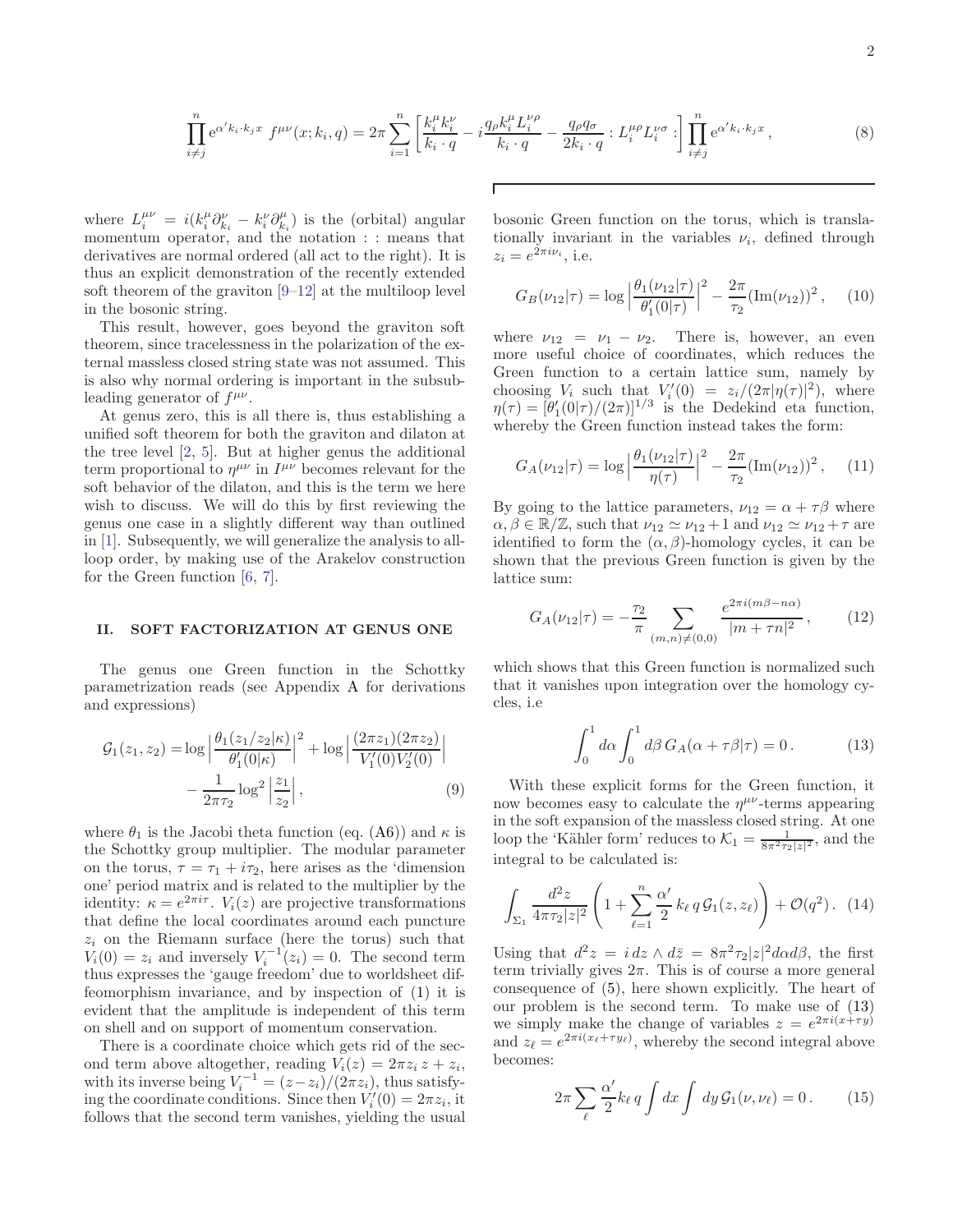$$\prod_{i\neq j}^{n} \mathrm{e}^{\alpha' k_i\cdot k_j x}\ f^{\mu\nu}(x;k_i,q) = 2\pi \sum_{i=1}^{n}\left[\frac{k_i^\mu k_i^\nu}{k_i\cdot q} - i\frac{q_\rho k_i^\mu L_i^{\nu\rho}}{k_i\cdot q} - \frac{q_\rho q_\sigma}{2k_i\cdot q} : L_i^{\mu\rho}L_i^{\nu\sigma} :\right]\prod_{i\neq j}^{n}\mathrm{e}^{\alpha' k_i\cdot k_j x}\,, \tag{8}$$

where $L_i^{\mu\nu} = i(k_i^\mu \partial_{k_i}^\nu - k_i^\nu \partial_{k_i}^\mu)$ is the (orbital) angular momentum operator, and the notation : : means that derivatives are normal ordered (all act to the right). It is thus an explicit demonstration of the recently extended soft theorem of the graviton [9–12] at the multiloop level in the bosonic string.

This result, however, goes beyond the graviton soft theorem, since tracelessness in the polarization of the external massless closed string state was not assumed. This is also why normal ordering is important in the subsubleading generator of $f^{\mu\nu}$.

At genus zero, this is all there is, thus establishing a unified soft theorem for both the graviton and dilaton at the tree level [2, 5]. But at higher genus the additional term proportional to $\eta^{\mu\nu}$ in $I^{\mu\nu}$ becomes relevant for the soft behavior of the dilaton, and this is the term we here wish to discuss. We will do this by first reviewing the genus one case in a slightly different way than outlined in [1]. Subsequently, we will generalize the analysis to all-loop order, by making use of the Arakelov construction for the Green function [6, 7].

## II. SOFT FACTORIZATION AT GENUS ONE

The genus one Green function in the Schottky parametrization reads (see Appendix A for derivations and expressions)

$$\begin{aligned}\mathcal{G}_1(z_1,z_2) =& \log\Big|\frac{\theta_1(z_1/z_2|\kappa)}{\theta_1'(0|\kappa)}\Big|^2 + \log\Big|\frac{(2\pi z_1)(2\pi z_2)}{V_1'(0)V_2'(0)}\Big| \\ &- \frac{1}{2\pi\tau_2}\log^2\Big|\frac{z_1}{z_2}\Big|\,,\end{aligned} \tag{9}$$

where $\theta_1$ is the Jacobi theta function (eq. (A6)) and $\kappa$ is the Schottky group multiplier. The modular parameter on the torus, $\tau = \tau_1 + i\tau_2$, here arises as the 'dimension one' period matrix and is related to the multiplier by the identity: $\kappa = e^{2\pi i\tau}$. $V_i(z)$ are projective transformations that define the local coordinates around each puncture $z_i$ on the Riemann surface (here the torus) such that $V_i(0) = z_i$ and inversely $V_i^{-1}(z_i) = 0$. The second term thus expresses the 'gauge freedom' due to worldsheet diffeomorphism invariance, and by inspection of (1) it is evident that the amplitude is independent of this term on shell and on support of momentum conservation.

There is a coordinate choice which gets rid of the second term above altogether, reading $V_i(z) = 2\pi z_i\, z + z_i$, with its inverse being $V_i^{-1} = (z - z_i)/(2\pi z_i)$, thus satisfying the coordinate conditions. Since then $V_i'(0) = 2\pi z_i$, it follows that the second term vanishes, yielding the usual bosonic Green function on the torus, which is translationally invariant in the variables $\nu_i$, defined through $z_i = e^{2\pi i\nu_i}$, i.e.

$$G_B(\nu_{12}|\tau) = \log\Big|\frac{\theta_1(\nu_{12}|\tau)}{\theta_1'(0|\tau)}\Big|^2 - \frac{2\pi}{\tau_2}(\mathrm{Im}(\nu_{12}))^2\,, \tag{10}$$

where $\nu_{12} = \nu_1 - \nu_2$. There is, however, an even more useful choice of coordinates, which reduces the Green function to a certain lattice sum, namely by choosing $V_i$ such that $V_i'(0) = z_i/(2\pi|\eta(\tau)|^2)$, where $\eta(\tau) = [\theta_1'(0|\tau)/(2\pi)]^{1/3}$ is the Dedekind eta function, whereby the Green function instead takes the form:

$$G_A(\nu_{12}|\tau) = \log\Big|\frac{\theta_1(\nu_{12}|\tau)}{\eta(\tau)}\Big|^2 - \frac{2\pi}{\tau_2}(\mathrm{Im}(\nu_{12}))^2\,, \tag{11}$$

By going to the lattice parameters, $\nu_{12} = \alpha + \tau\beta$ where $\alpha,\beta \in \mathbb{R}/\mathbb{Z}$, such that $\nu_{12} \simeq \nu_{12}+1$ and $\nu_{12} \simeq \nu_{12}+\tau$ are identified to form the $(\alpha,\beta)$-homology cycles, it can be shown that the previous Green function is given by the lattice sum:

$$G_A(\nu_{12}|\tau) = -\frac{\tau_2}{\pi}\sum_{(m,n)\neq(0,0)}\frac{e^{2\pi i(m\beta - n\alpha)}}{|m+\tau n|^2}\,, \tag{12}$$

which shows that this Green function is normalized such that it vanishes upon integration over the homology cycles, i.e

$$\int_0^1 d\alpha\int_0^1 d\beta\, G_A(\alpha+\tau\beta|\tau) = 0\,. \tag{13}$$

With these explicit forms for the Green function, it now becomes easy to calculate the $\eta^{\mu\nu}$-terms appearing in the soft expansion of the massless closed string. At one loop the 'Kähler form' reduces to $\mathcal{K}_1 = \frac{1}{8\pi^2\tau_2|z|^2}$, and the integral to be calculated is:

$$\int_{\Sigma_1}\frac{d^2z}{4\pi\tau_2|z|^2}\left(1 + \sum_{\ell=1}^{n}\frac{\alpha'}{2}\,k_\ell\, q\,\mathcal{G}_1(z,z_\ell)\right) + \mathcal{O}(q^2)\,. \tag{14}$$

Using that $d^2z = i\,dz\wedge d\bar{z} = 8\pi^2\tau_2|z|^2 d\alpha d\beta$, the first term trivially gives $2\pi$. This is of course a more general consequence of (5), here shown explicitly. The heart of our problem is the second term. To make use of (13) we simply make the change of variables $z = e^{2\pi i(x+\tau y)}$ and $z_\ell = e^{2\pi i(x_\ell+\tau y_\ell)}$, whereby the second integral above becomes:

$$2\pi\sum_\ell \frac{\alpha'}{2}k_\ell\, q\int dx\int dy\,\mathcal{G}_1(\nu,\nu_\ell) = 0\,. \tag{15}$$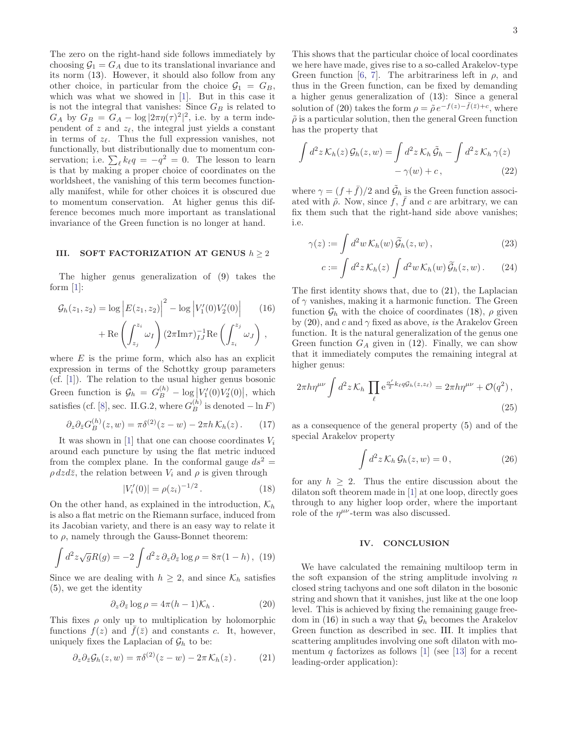The zero on the right-hand side follows immediately by choosing $\mathcal{G}_1 = G_A$ due to its translational invariance and its norm (13). However, it should also follow from any other choice, in particular from the choice $\mathcal{G}_1 = G_B$, which was what we showed in [1]. But in this case it is not the integral that vanishes: Since $G_B$ is related to $G_A$ by $G_B = G_A - \log|2\pi\eta(\tau)^2|^2$, i.e. by a term independent of $z$ and $z_\ell$, the integral just yields a constant in terms of $z_\ell$. Thus the full expression vanishes, not functionally, but distributionally due to momentum conservation; i.e. $\sum_\ell k_\ell q = -q^2 = 0$. The lesson to learn is that by making a proper choice of coordinates on the worldsheet, the vanishing of this term becomes functionally manifest, while for other choices it is obscured due to momentum conservation. At higher genus this difference becomes much more important as translational invariance of the Green function is no longer at hand.

## III. SOFT FACTORIZATION AT GENUS $h \geq 2$

The higher genus generalization of (9) takes the form [1]:

$$\mathcal{G}_h(z_1, z_2) = \log\left|E(z_1, z_2)\right|^2 - \log\left|V_1'(0)V_2'(0)\right| + \mathrm{Re}\left(\int_{z_j}^{z_i}\omega_I\right)(2\pi\mathrm{Im}\tau)^{-1}_{IJ}\mathrm{Re}\left(\int_{z_i}^{z_j}\omega_J\right), \qquad (16)$$

where $E$ is the prime form, which also has an explicit expression in terms of the Schottky group parameters (cf. [1]). The relation to the usual higher genus bosonic Green function is $\mathcal{G}_h = G_B^{(h)} - \log\left|V_1'(0)V_2'(0)\right|$, which satisfies (cf. [8], sec. II.G.2, where $G_B^{(h)}$ is denoted $-\ln F$)

$$\partial_z\partial_{\bar{z}}G_B^{(h)}(z,w) = \pi\delta^{(2)}(z-w) - 2\pi h\,\mathcal{K}_h(z)\,. \qquad (17)$$

It was shown in [1] that one can choose coordinates $V_i$ around each puncture by using the flat metric induced from the complex plane. In the conformal gauge $ds^2 = \rho\, dz d\bar{z}$, the relation between $V_i$ and $\rho$ is given through

$$|V_i'(0)| = \rho(z_i)^{-1/2}\,. \qquad (18)$$

On the other hand, as explained in the introduction, $\mathcal{K}_h$ is also a flat metric on the Riemann surface, induced from its Jacobian variety, and there is an easy way to relate it to $\rho$, namely through the Gauss-Bonnet theorem:

$$\int d^2z\sqrt{g}R(g) = -2\int d^2z\,\partial_z\partial_{\bar{z}}\log\rho = 8\pi(1-h)\,, \qquad (19)$$

Since we are dealing with $h \geq 2$, and since $\mathcal{K}_h$ satisfies (5), we get the identity

$$\partial_z\partial_{\bar{z}}\log\rho = 4\pi(h-1)\mathcal{K}_h\,. \qquad (20)$$

This fixes $\rho$ only up to multiplication by holomorphic functions $f(z)$ and $\bar{f}(\bar{z})$ and constants $c$. It, however, uniquely fixes the Laplacian of $\mathcal{G}_h$ to be:

$$\partial_z\partial_{\bar{z}}\mathcal{G}_h(z,w) = \pi\delta^{(2)}(z-w) - 2\pi\,\mathcal{K}_h(z)\,. \qquad (21)$$

This shows that the particular choice of local coordinates we here have made, gives rise to a so-called Arakelov-type Green function [6, 7]. The arbitrariness left in $\rho$, and thus in the Green function, can be fixed by demanding a higher genus generalization of (13): Since a general solution of (20) takes the form $\rho = \tilde{\rho}\, e^{-f(z)-\bar{f}(\bar{z})+c}$, where $\tilde{\rho}$ is a particular solution, then the general Green function has the property that

$$\int d^2z\,\mathcal{K}_h(z)\,\mathcal{G}_h(z,w) = \int d^2z\,\mathcal{K}_h\,\tilde{\mathcal{G}}_h - \int d^2z\,\mathcal{K}_h\,\gamma(z) - \gamma(w) + c\,, \qquad (22)$$

where $\gamma = (f+\bar{f})/2$ and $\tilde{\mathcal{G}}_h$ is the Green function associated with $\tilde{\rho}$. Now, since $f$, $\bar{f}$ and $c$ are arbitrary, we can fix them such that the right-hand side above vanishes; i.e.

$$\gamma(z) := \int d^2w\,\mathcal{K}_h(w)\,\widetilde{\mathcal{G}}_h(z,w)\,, \qquad (23)$$

$$c := \int d^2z\,\mathcal{K}_h(z)\int d^2w\,\mathcal{K}_h(w)\,\widetilde{\mathcal{G}}_h(z,w)\,. \qquad (24)$$

The first identity shows that, due to (21), the Laplacian of $\gamma$ vanishes, making it a harmonic function. The Green function $\mathcal{G}_h$ with the choice of coordinates (18), $\rho$ given by (20), and $c$ and $\gamma$ fixed as above, *is* the Arakelov Green function. It is the natural generalization of the genus one Green function $G_A$ given in (12). Finally, we can show that it immediately computes the remaining integral at higher genus:

$$2\pi h\eta^{\mu\nu}\int d^2z\,\mathcal{K}_h\prod_\ell \mathrm{e}^{\frac{\alpha'}{2}k_\ell q\mathcal{G}_h(z,z_\ell)} = 2\pi h\eta^{\mu\nu} + \mathcal{O}(q^2)\,, \qquad (25)$$

as a consequence of the general property (5) and of the special Arakelov property

$$\int d^2z\,\mathcal{K}_h\,\mathcal{G}_h(z,w) = 0\,, \qquad (26)$$

for any $h \geq 2$. Thus the entire discussion about the dilaton soft theorem made in [1] at one loop, directly goes through to any higher loop order, where the important role of the $\eta^{\mu\nu}$-term was also discussed.

## IV. CONCLUSION

We have calculated the remaining multiloop term in the soft expansion of the string amplitude involving $n$ closed string tachyons and one soft dilaton in the bosonic string and shown that it vanishes, just like at the one loop level. This is achieved by fixing the remaining gauge freedom in (16) in such a way that $\mathcal{G}_h$ becomes the Arakelov Green function as described in sec. III. It implies that scattering amplitudes involving one soft dilaton with momentum $q$ factorizes as follows [1] (see [13] for a recent leading-order application):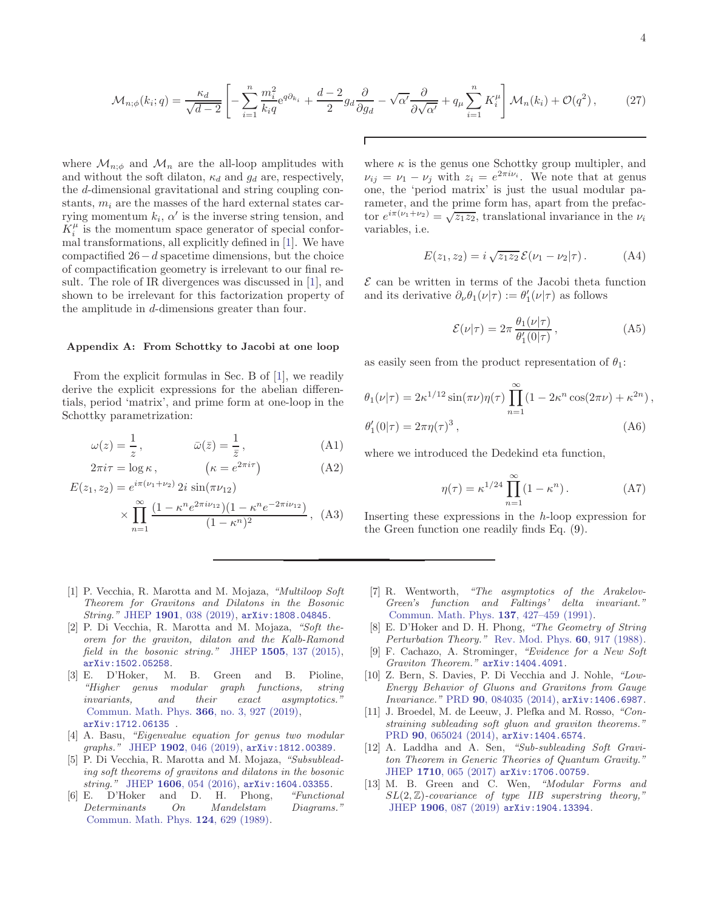$$\mathcal{M}_{n;\phi}(k_i;q) = \frac{\kappa_d}{\sqrt{d-2}} \left[ -\sum_{i=1}^{n} \frac{m_i^2}{k_i q} e^{q\partial_{k_i}} + \frac{d-2}{2} g_d \frac{\partial}{\partial g_d} - \sqrt{\alpha'} \frac{\partial}{\partial \sqrt{\alpha'}} + q_\mu \sum_{i=1}^{n} K_i^\mu \right] \mathcal{M}_n(k_i) + \mathcal{O}(q^2) \,, \tag{27}$$

where $\mathcal{M}_{n;\phi}$ and $\mathcal{M}_n$ are the all-loop amplitudes with and without the soft dilaton, $\kappa_d$ and $g_d$ are, respectively, the $d$-dimensional gravitational and string coupling constants, $m_i$ are the masses of the hard external states carrying momentum $k_i$, $\alpha'$ is the inverse string tension, and $K_i^\mu$ is the momentum space generator of special conformal transformations, all explicitly defined in [1]. We have compactified $26-d$ spacetime dimensions, but the choice of compactification geometry is irrelevant to our final result. The role of IR divergences was discussed in [1], and shown to be irrelevant for this factorization property of the amplitude in $d$-dimensions greater than four.

### Appendix A: From Schottky to Jacobi at one loop

From the explicit formulas in Sec. B of [1], we readily derive the explicit expressions for the abelian differentials, period 'matrix', and prime form at one-loop in the Schottky parametrization:

$$\omega(z) = \frac{1}{z}\,, \qquad \bar{\omega}(\bar{z}) = \frac{1}{\bar{z}}\,, \tag{A1}$$

$$2\pi i \tau = \log \kappa\,, \qquad \left(\kappa = e^{2\pi i \tau}\right) \tag{A2}$$

$$E(z_1,z_2) = e^{i\pi(\nu_1+\nu_2)}\, 2i\, \sin(\pi\nu_{12}) \times \prod_{n=1}^{\infty} \frac{(1-\kappa^n e^{2\pi i \nu_{12}})(1-\kappa^n e^{-2\pi i \nu_{12}})}{(1-\kappa^n)^2}\,, \tag{A3}$$

where $\kappa$ is the genus one Schottky group multipler, and $\nu_{ij} = \nu_1 - \nu_j$ with $z_i = e^{2\pi i \nu_i}$. We note that at genus one, the 'period matrix' is just the usual modular parameter, and the prime form has, apart from the prefactor $e^{i\pi(\nu_1+\nu_2)} = \sqrt{z_1 z_2}$, translational invariance in the $\nu_i$ variables, i.e.

$$E(z_1,z_2) = i\, \sqrt{z_1 z_2}\, \mathcal{E}(\nu_1 - \nu_2|\tau)\,. \tag{A4}$$

$\mathcal{E}$ can be written in terms of the Jacobi theta function and its derivative $\partial_\nu \theta_1(\nu|\tau) := \theta_1'(\nu|\tau)$ as follows

$$\mathcal{E}(\nu|\tau) = 2\pi\, \frac{\theta_1(\nu|\tau)}{\theta_1'(0|\tau)}\,, \tag{A5}$$

as easily seen from the product representation of $\theta_1$:

$$\theta_1(\nu|\tau) = 2\kappa^{1/12} \sin(\pi\nu)\eta(\tau) \prod_{n=1}^{\infty} (1 - 2\kappa^n \cos(2\pi\nu) + \kappa^{2n})\,,$$
$$\theta_1'(0|\tau) = 2\pi \eta(\tau)^3\,, \tag{A6}$$

where we introduced the Dedekind eta function,

$$\eta(\tau) = \kappa^{1/24} \prod_{n=1}^{\infty} (1-\kappa^n)\,. \tag{A7}$$

Inserting these expressions in the $h$-loop expression for the Green function one readily finds Eq. (9).

---

[1] P. Vecchia, R. Marotta and M. Mojaza, *"Multiloop Soft Theorem for Gravitons and Dilatons in the Bosonic String."* JHEP **1901**, 038 (2019), arXiv:1808.04845.

[2] P. Di Vecchia, R. Marotta and M. Mojaza, *"Soft theorem for the graviton, dilaton and the Kalb-Ramond field in the bosonic string."* JHEP **1505**, 137 (2015), arXiv:1502.05258.

[3] E. D'Hoker, M. B. Green and B. Pioline, *"Higher genus modular graph functions, string invariants, and their exact asymptotics."* Commun. Math. Phys. **366**, no. 3, 927 (2019), arXiv:1712.06135 .

[4] A. Basu, *"Eigenvalue equation for genus two modular graphs."* JHEP **1902**, 046 (2019), arXiv:1812.00389.

[5] P. Di Vecchia, R. Marotta and M. Mojaza, *"Subsubleading soft theorems of gravitons and dilatons in the bosonic string."* JHEP **1606**, 054 (2016), arXiv:1604.03355.

[6] E. D'Hoker and D. H. Phong, *"Functional Determinants On Mandelstam Diagrams."* Commun. Math. Phys. **124**, 629 (1989).

[7] R. Wentworth, *"The asymptotics of the Arakelov-Green's function and Faltings' delta invariant."* Commun. Math. Phys. **137**, 427–459 (1991).

[8] E. D'Hoker and D. H. Phong, *"The Geometry of String Perturbation Theory."* Rev. Mod. Phys. **60**, 917 (1988).

[9] F. Cachazo, A. Strominger, *"Evidence for a New Soft Graviton Theorem."* arXiv:1404.4091.

[10] Z. Bern, S. Davies, P. Di Vecchia and J. Nohle, *"Low-Energy Behavior of Gluons and Gravitons from Gauge Invariance."* PRD **90**, 084035 (2014), arXiv:1406.6987.

[11] J. Broedel, M. de Leeuw, J. Plefka and M. Rosso, *"Constraining subleading soft gluon and graviton theorems."* PRD **90**, 065024 (2014), arXiv:1404.6574.

[12] A. Laddha and A. Sen, *"Sub-subleading Soft Graviton Theorem in Generic Theories of Quantum Gravity."* JHEP **1710**, 065 (2017) arXiv:1706.00759.

[13] M. B. Green and C. Wen, *"Modular Forms and $SL(2,\mathbb{Z})$-covariance of type IIB superstring theory,"* JHEP **1906**, 087 (2019) arXiv:1904.13394.